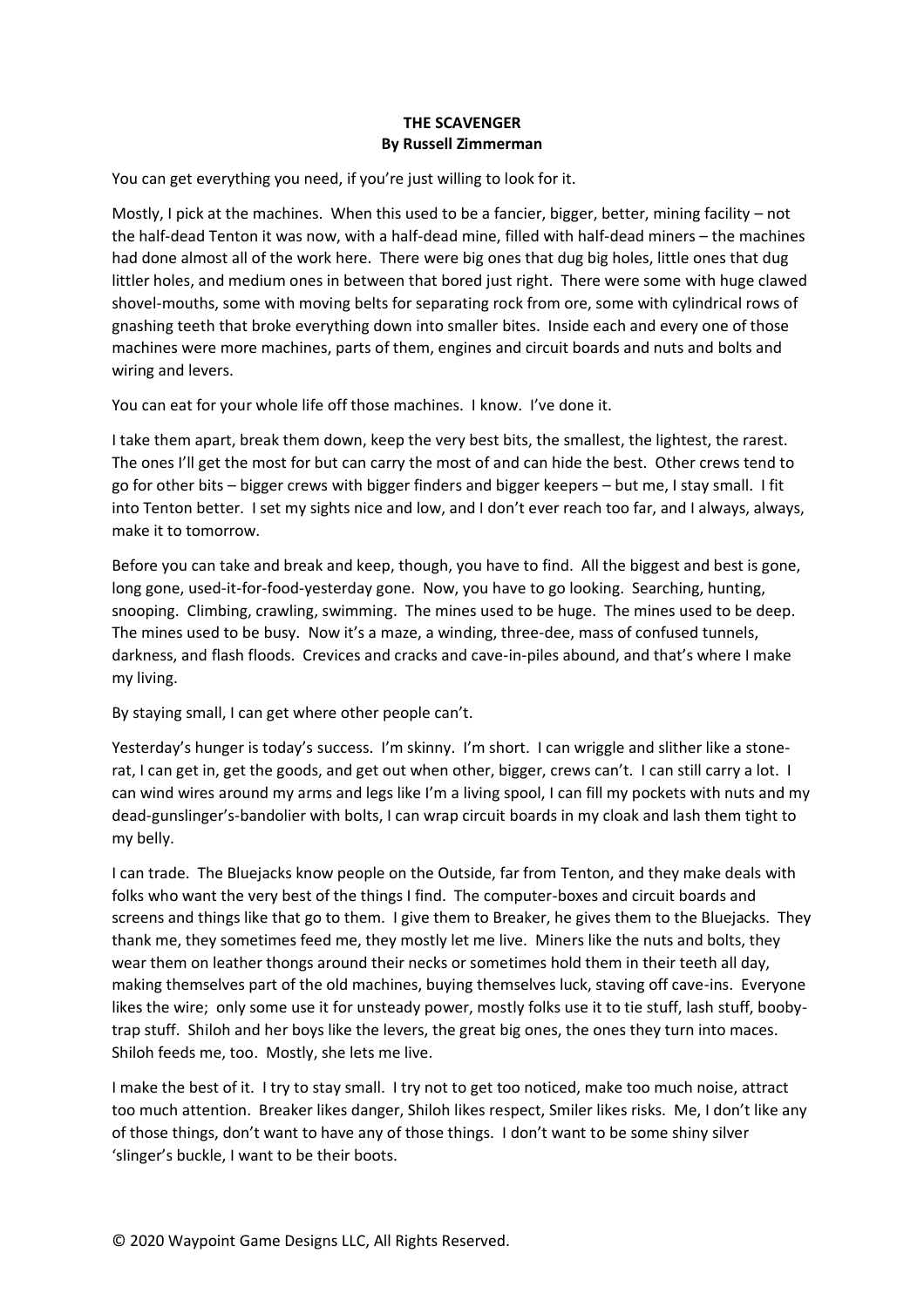**THE SCAVENGER**
**By Russell Zimmerman**

You can get everything you need, if you're just willing to look for it.

Mostly, I pick at the machines. When this used to be a fancier, bigger, better, mining facility – not the half-dead Tenton it was now, with a half-dead mine, filled with half-dead miners – the machines had done almost all of the work here. There were big ones that dug big holes, little ones that dug littler holes, and medium ones in between that bored just right. There were some with huge clawed shovel-mouths, some with moving belts for separating rock from ore, some with cylindrical rows of gnashing teeth that broke everything down into smaller bites. Inside each and every one of those machines were more machines, parts of them, engines and circuit boards and nuts and bolts and wiring and levers.

You can eat for your whole life off those machines. I know. I've done it.

I take them apart, break them down, keep the very best bits, the smallest, the lightest, the rarest. The ones I'll get the most for but can carry the most of and can hide the best. Other crews tend to go for other bits – bigger crews with bigger finders and bigger keepers – but me, I stay small. I fit into Tenton better. I set my sights nice and low, and I don't ever reach too far, and I always, always, make it to tomorrow.

Before you can take and break and keep, though, you have to find. All the biggest and best is gone, long gone, used-it-for-food-yesterday gone. Now, you have to go looking. Searching, hunting, snooping. Climbing, crawling, swimming. The mines used to be huge. The mines used to be deep. The mines used to be busy. Now it's a maze, a winding, three-dee, mass of confused tunnels, darkness, and flash floods. Crevices and cracks and cave-in-piles abound, and that's where I make my living.

By staying small, I can get where other people can't.

Yesterday's hunger is today's success. I'm skinny. I'm short. I can wriggle and slither like a stone-rat, I can get in, get the goods, and get out when other, bigger, crews can't. I can still carry a lot. I can wind wires around my arms and legs like I'm a living spool, I can fill my pockets with nuts and my dead-gunslinger's-bandolier with bolts, I can wrap circuit boards in my cloak and lash them tight to my belly.

I can trade. The Bluejacks know people on the Outside, far from Tenton, and they make deals with folks who want the very best of the things I find. The computer-boxes and circuit boards and screens and things like that go to them. I give them to Breaker, he gives them to the Bluejacks. They thank me, they sometimes feed me, they mostly let me live. Miners like the nuts and bolts, they wear them on leather thongs around their necks or sometimes hold them in their teeth all day, making themselves part of the old machines, buying themselves luck, staving off cave-ins. Everyone likes the wire; only some use it for unsteady power, mostly folks use it to tie stuff, lash stuff, booby-trap stuff. Shiloh and her boys like the levers, the great big ones, the ones they turn into maces. Shiloh feeds me, too. Mostly, she lets me live.

I make the best of it. I try to stay small. I try not to get too noticed, make too much noise, attract too much attention. Breaker likes danger, Shiloh likes respect, Smiler likes risks. Me, I don't like any of those things, don't want to have any of those things. I don't want to be some shiny silver 'slinger's buckle, I want to be their boots.

© 2020 Waypoint Game Designs LLC, All Rights Reserved.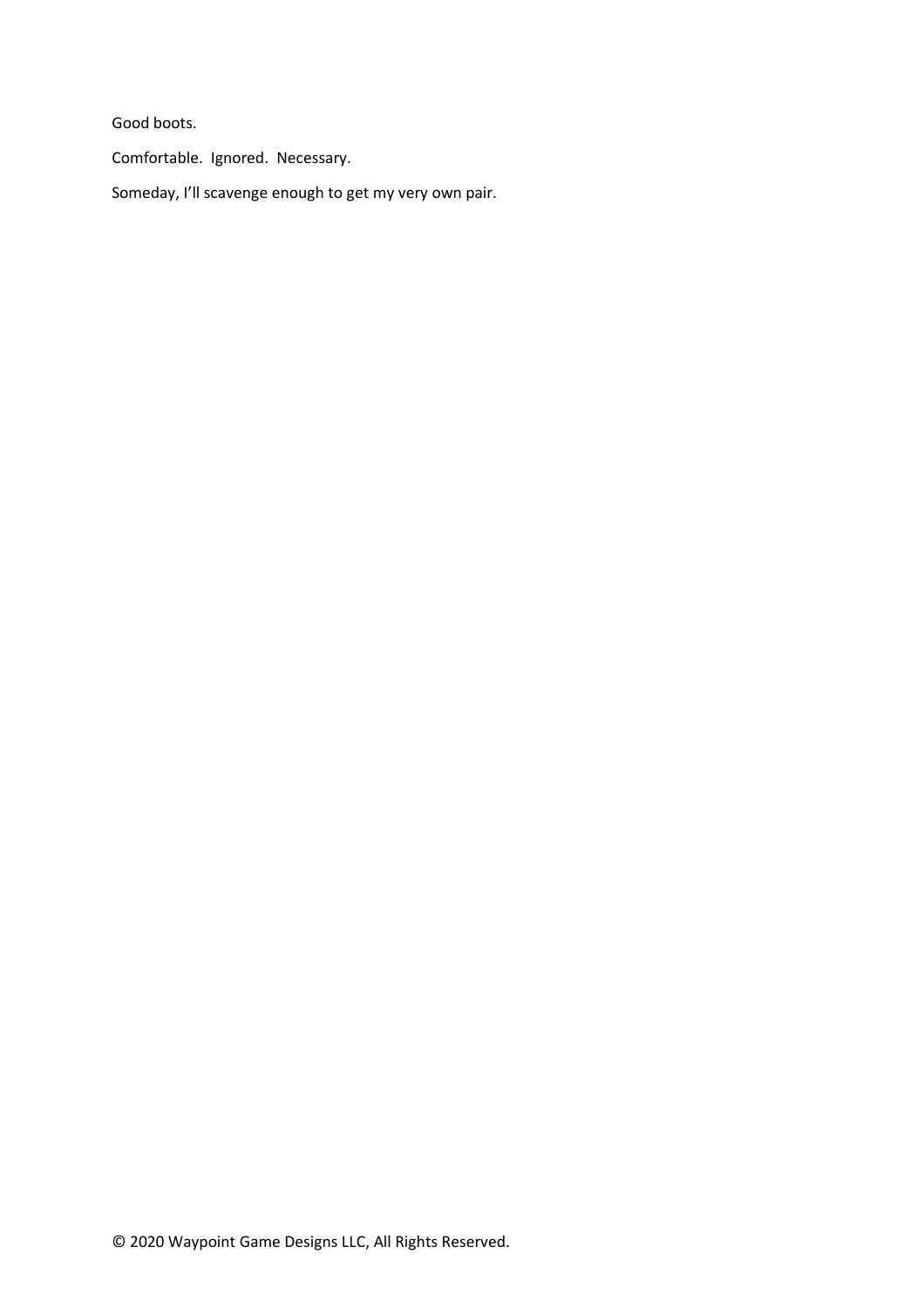Good boots.

Comfortable.  Ignored.  Necessary.

Someday, I'll scavenge enough to get my very own pair.